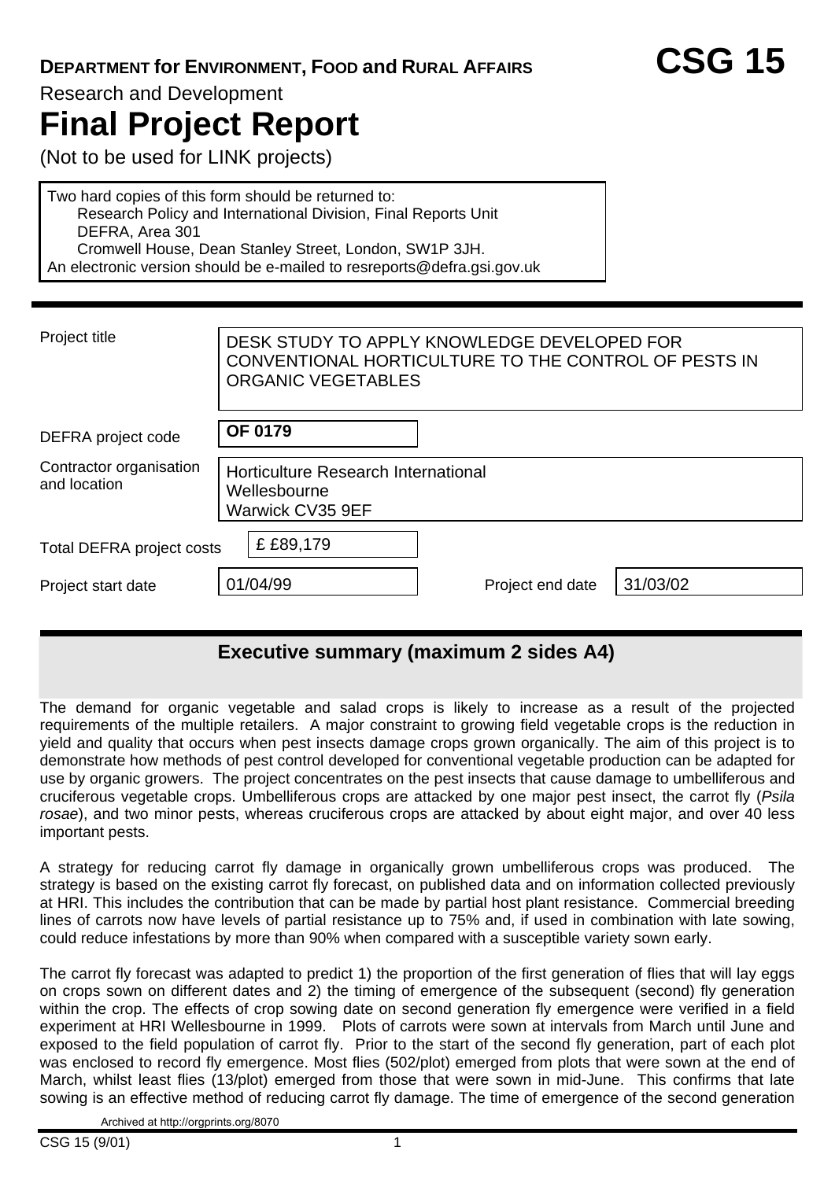**DEPARTMENT for ENVIRONMENT, FOOD and RURAL AFFAIRS** **CSG 15**

Research and Development

# Final Project Report

(Not to be used for LINK projects)

Two hard copies of this form should be returned to:
Research Policy and International Division, Final Reports Unit
DEFRA, Area 301
Cromwell House, Dean Stanley Street, London, SW1P 3JH.
An electronic version should be e-mailed to resreports@defra.gsi.gov.uk

| | |
|---|---|
| Project title | DESK STUDY TO APPLY KNOWLEDGE DEVELOPED FOR CONVENTIONAL HORTICULTURE TO THE CONTROL OF PESTS IN ORGANIC VEGETABLES |
| DEFRA project code | **OF 0179** |
| Contractor organisation and location | Horticulture Research International<br>Wellesbourne<br>Warwick CV35 9EF |
| Total DEFRA project costs | £ £89,179 |
| Project start date | 01/04/99 |
| Project end date | 31/03/02 |

## Executive summary (maximum 2 sides A4)

The demand for organic vegetable and salad crops is likely to increase as a result of the projected requirements of the multiple retailers. A major constraint to growing field vegetable crops is the reduction in yield and quality that occurs when pest insects damage crops grown organically. The aim of this project is to demonstrate how methods of pest control developed for conventional vegetable production can be adapted for use by organic growers. The project concentrates on the pest insects that cause damage to umbelliferous and cruciferous vegetable crops. Umbelliferous crops are attacked by one major pest insect, the carrot fly (*Psila rosae*), and two minor pests, whereas cruciferous crops are attacked by about eight major, and over 40 less important pests.

A strategy for reducing carrot fly damage in organically grown umbelliferous crops was produced. The strategy is based on the existing carrot fly forecast, on published data and on information collected previously at HRI. This includes the contribution that can be made by partial host plant resistance. Commercial breeding lines of carrots now have levels of partial resistance up to 75% and, if used in combination with late sowing, could reduce infestations by more than 90% when compared with a susceptible variety sown early.

The carrot fly forecast was adapted to predict 1) the proportion of the first generation of flies that will lay eggs on crops sown on different dates and 2) the timing of emergence of the subsequent (second) fly generation within the crop. The effects of crop sowing date on second generation fly emergence were verified in a field experiment at HRI Wellesbourne in 1999. Plots of carrots were sown at intervals from March until June and exposed to the field population of carrot fly. Prior to the start of the second fly generation, part of each plot was enclosed to record fly emergence. Most flies (502/plot) emerged from plots that were sown at the end of March, whilst least flies (13/plot) emerged from those that were sown in mid-June. This confirms that late sowing is an effective method of reducing carrot fly damage. The time of emergence of the second generation

Archived at http://orgprints.org/8070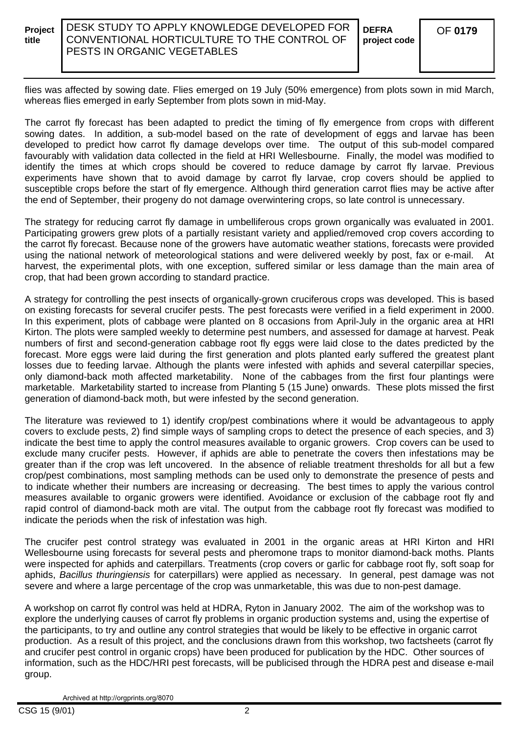flies was affected by sowing date. Flies emerged on 19 July (50% emergence) from plots sown in mid March, whereas flies emerged in early September from plots sown in mid-May.

The carrot fly forecast has been adapted to predict the timing of fly emergence from crops with different sowing dates. In addition, a sub-model based on the rate of development of eggs and larvae has been developed to predict how carrot fly damage develops over time. The output of this sub-model compared favourably with validation data collected in the field at HRI Wellesbourne. Finally, the model was modified to identify the times at which crops should be covered to reduce damage by carrot fly larvae. Previous experiments have shown that to avoid damage by carrot fly larvae, crop covers should be applied to susceptible crops before the start of fly emergence. Although third generation carrot flies may be active after the end of September, their progeny do not damage overwintering crops, so late control is unnecessary.

The strategy for reducing carrot fly damage in umbelliferous crops grown organically was evaluated in 2001. Participating growers grew plots of a partially resistant variety and applied/removed crop covers according to the carrot fly forecast. Because none of the growers have automatic weather stations, forecasts were provided using the national network of meteorological stations and were delivered weekly by post, fax or e-mail. At harvest, the experimental plots, with one exception, suffered similar or less damage than the main area of crop, that had been grown according to standard practice.

A strategy for controlling the pest insects of organically-grown cruciferous crops was developed. This is based on existing forecasts for several crucifer pests. The pest forecasts were verified in a field experiment in 2000. In this experiment, plots of cabbage were planted on 8 occasions from April-July in the organic area at HRI Kirton. The plots were sampled weekly to determine pest numbers, and assessed for damage at harvest. Peak numbers of first and second-generation cabbage root fly eggs were laid close to the dates predicted by the forecast. More eggs were laid during the first generation and plots planted early suffered the greatest plant losses due to feeding larvae. Although the plants were infested with aphids and several caterpillar species, only diamond-back moth affected marketability. None of the cabbages from the first four plantings were marketable. Marketability started to increase from Planting 5 (15 June) onwards. These plots missed the first generation of diamond-back moth, but were infested by the second generation.

The literature was reviewed to 1) identify crop/pest combinations where it would be advantageous to apply covers to exclude pests, 2) find simple ways of sampling crops to detect the presence of each species, and 3) indicate the best time to apply the control measures available to organic growers. Crop covers can be used to exclude many crucifer pests. However, if aphids are able to penetrate the covers then infestations may be greater than if the crop was left uncovered. In the absence of reliable treatment thresholds for all but a few crop/pest combinations, most sampling methods can be used only to demonstrate the presence of pests and to indicate whether their numbers are increasing or decreasing. The best times to apply the various control measures available to organic growers were identified. Avoidance or exclusion of the cabbage root fly and rapid control of diamond-back moth are vital. The output from the cabbage root fly forecast was modified to indicate the periods when the risk of infestation was high.

The crucifer pest control strategy was evaluated in 2001 in the organic areas at HRI Kirton and HRI Wellesbourne using forecasts for several pests and pheromone traps to monitor diamond-back moths. Plants were inspected for aphids and caterpillars. Treatments (crop covers or garlic for cabbage root fly, soft soap for aphids, *Bacillus thuringiensis* for caterpillars) were applied as necessary. In general, pest damage was not severe and where a large percentage of the crop was unmarketable, this was due to non-pest damage.

A workshop on carrot fly control was held at HDRA, Ryton in January 2002. The aim of the workshop was to explore the underlying causes of carrot fly problems in organic production systems and, using the expertise of the participants, to try and outline any control strategies that would be likely to be effective in organic carrot production. As a result of this project, and the conclusions drawn from this workshop, two factsheets (carrot fly and crucifer pest control in organic crops) have been produced for publication by the HDC. Other sources of information, such as the HDC/HRI pest forecasts, will be publicised through the HDRA pest and disease e-mail group.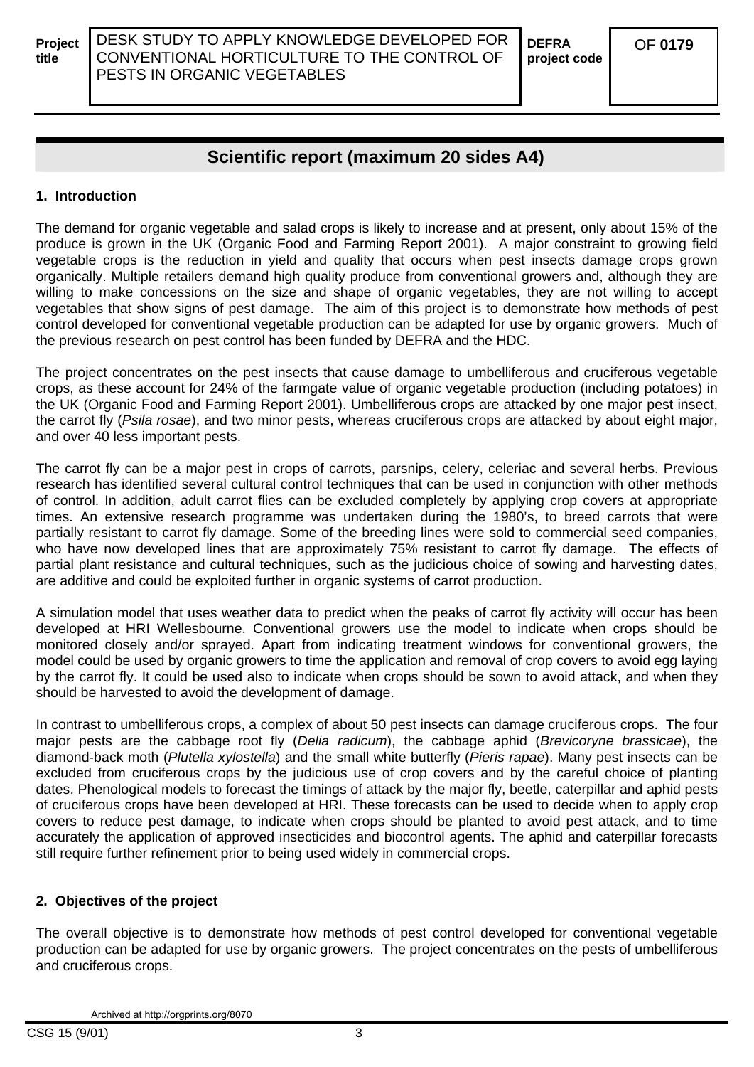## Scientific report (maximum 20 sides A4)

### 1. Introduction

The demand for organic vegetable and salad crops is likely to increase and at present, only about 15% of the produce is grown in the UK (Organic Food and Farming Report 2001). A major constraint to growing field vegetable crops is the reduction in yield and quality that occurs when pest insects damage crops grown organically. Multiple retailers demand high quality produce from conventional growers and, although they are willing to make concessions on the size and shape of organic vegetables, they are not willing to accept vegetables that show signs of pest damage. The aim of this project is to demonstrate how methods of pest control developed for conventional vegetable production can be adapted for use by organic growers. Much of the previous research on pest control has been funded by DEFRA and the HDC.

The project concentrates on the pest insects that cause damage to umbelliferous and cruciferous vegetable crops, as these account for 24% of the farmgate value of organic vegetable production (including potatoes) in the UK (Organic Food and Farming Report 2001). Umbelliferous crops are attacked by one major pest insect, the carrot fly (*Psila rosae*), and two minor pests, whereas cruciferous crops are attacked by about eight major, and over 40 less important pests.

The carrot fly can be a major pest in crops of carrots, parsnips, celery, celeriac and several herbs. Previous research has identified several cultural control techniques that can be used in conjunction with other methods of control. In addition, adult carrot flies can be excluded completely by applying crop covers at appropriate times. An extensive research programme was undertaken during the 1980's, to breed carrots that were partially resistant to carrot fly damage. Some of the breeding lines were sold to commercial seed companies, who have now developed lines that are approximately 75% resistant to carrot fly damage. The effects of partial plant resistance and cultural techniques, such as the judicious choice of sowing and harvesting dates, are additive and could be exploited further in organic systems of carrot production.

A simulation model that uses weather data to predict when the peaks of carrot fly activity will occur has been developed at HRI Wellesbourne. Conventional growers use the model to indicate when crops should be monitored closely and/or sprayed. Apart from indicating treatment windows for conventional growers, the model could be used by organic growers to time the application and removal of crop covers to avoid egg laying by the carrot fly. It could be used also to indicate when crops should be sown to avoid attack, and when they should be harvested to avoid the development of damage.

In contrast to umbelliferous crops, a complex of about 50 pest insects can damage cruciferous crops. The four major pests are the cabbage root fly (*Delia radicum*), the cabbage aphid (*Brevicoryne brassicae*), the diamond-back moth (*Plutella xylostella*) and the small white butterfly (*Pieris rapae*). Many pest insects can be excluded from cruciferous crops by the judicious use of crop covers and by the careful choice of planting dates. Phenological models to forecast the timings of attack by the major fly, beetle, caterpillar and aphid pests of cruciferous crops have been developed at HRI. These forecasts can be used to decide when to apply crop covers to reduce pest damage, to indicate when crops should be planted to avoid pest attack, and to time accurately the application of approved insecticides and biocontrol agents. The aphid and caterpillar forecasts still require further refinement prior to being used widely in commercial crops.

### 2. Objectives of the project

The overall objective is to demonstrate how methods of pest control developed for conventional vegetable production can be adapted for use by organic growers. The project concentrates on the pests of umbelliferous and cruciferous crops.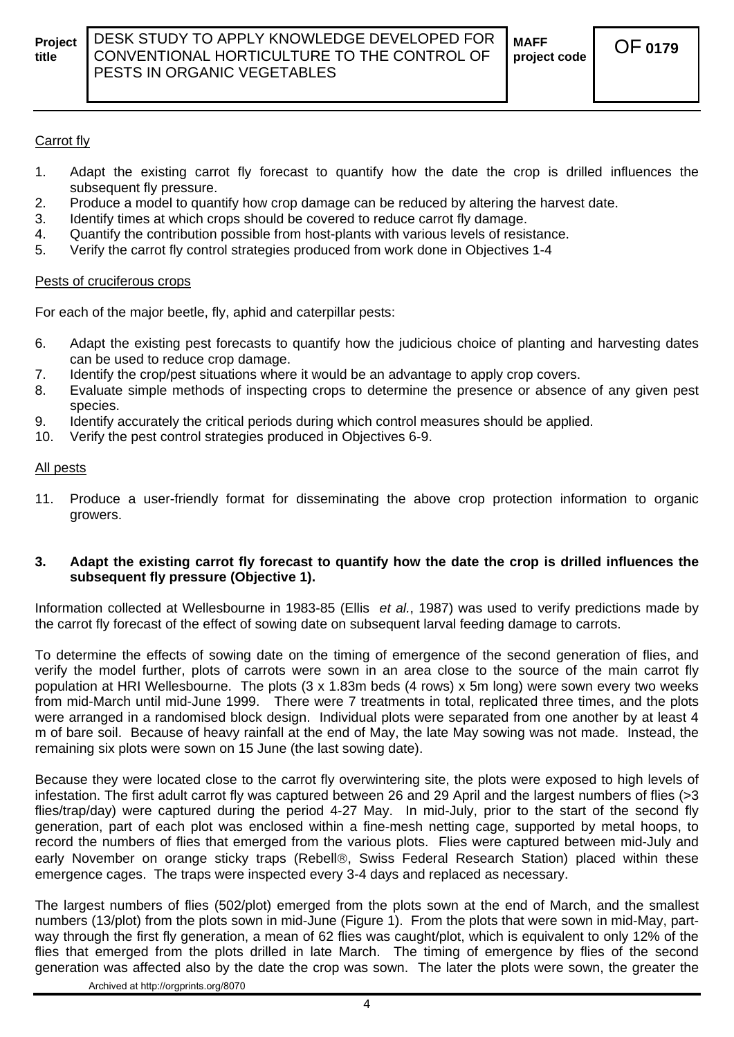Carrot fly

1. Adapt the existing carrot fly forecast to quantify how the date the crop is drilled influences the subsequent fly pressure.
2. Produce a model to quantify how crop damage can be reduced by altering the harvest date.
3. Identify times at which crops should be covered to reduce carrot fly damage.
4. Quantify the contribution possible from host-plants with various levels of resistance.
5. Verify the carrot fly control strategies produced from work done in Objectives 1-4

Pests of cruciferous crops

For each of the major beetle, fly, aphid and caterpillar pests:

6. Adapt the existing pest forecasts to quantify how the judicious choice of planting and harvesting dates can be used to reduce crop damage.
7. Identify the crop/pest situations where it would be an advantage to apply crop covers.
8. Evaluate simple methods of inspecting crops to determine the presence or absence of any given pest species.
9. Identify accurately the critical periods during which control measures should be applied.
10. Verify the pest control strategies produced in Objectives 6-9.

All pests

11. Produce a user-friendly format for disseminating the above crop protection information to organic growers.

## 3. Adapt the existing carrot fly forecast to quantify how the date the crop is drilled influences the subsequent fly pressure (Objective 1).

Information collected at Wellesbourne in 1983-85 (Ellis *et al.*, 1987) was used to verify predictions made by the carrot fly forecast of the effect of sowing date on subsequent larval feeding damage to carrots.

To determine the effects of sowing date on the timing of emergence of the second generation of flies, and verify the model further, plots of carrots were sown in an area close to the source of the main carrot fly population at HRI Wellesbourne. The plots (3 x 1.83m beds (4 rows) x 5m long) were sown every two weeks from mid-March until mid-June 1999. There were 7 treatments in total, replicated three times, and the plots were arranged in a randomised block design. Individual plots were separated from one another by at least 4 m of bare soil. Because of heavy rainfall at the end of May, the late May sowing was not made. Instead, the remaining six plots were sown on 15 June (the last sowing date).

Because they were located close to the carrot fly overwintering site, the plots were exposed to high levels of infestation. The first adult carrot fly was captured between 26 and 29 April and the largest numbers of flies (>3 flies/trap/day) were captured during the period 4-27 May. In mid-July, prior to the start of the second fly generation, part of each plot was enclosed within a fine-mesh netting cage, supported by metal hoops, to record the numbers of flies that emerged from the various plots. Flies were captured between mid-July and early November on orange sticky traps (Rebell®, Swiss Federal Research Station) placed within these emergence cages. The traps were inspected every 3-4 days and replaced as necessary.

The largest numbers of flies (502/plot) emerged from the plots sown at the end of March, and the smallest numbers (13/plot) from the plots sown in mid-June (Figure 1). From the plots that were sown in mid-May, part-way through the first fly generation, a mean of 62 flies was caught/plot, which is equivalent to only 12% of the flies that emerged from the plots drilled in late March. The timing of emergence by flies of the second generation was affected also by the date the crop was sown. The later the plots were sown, the greater the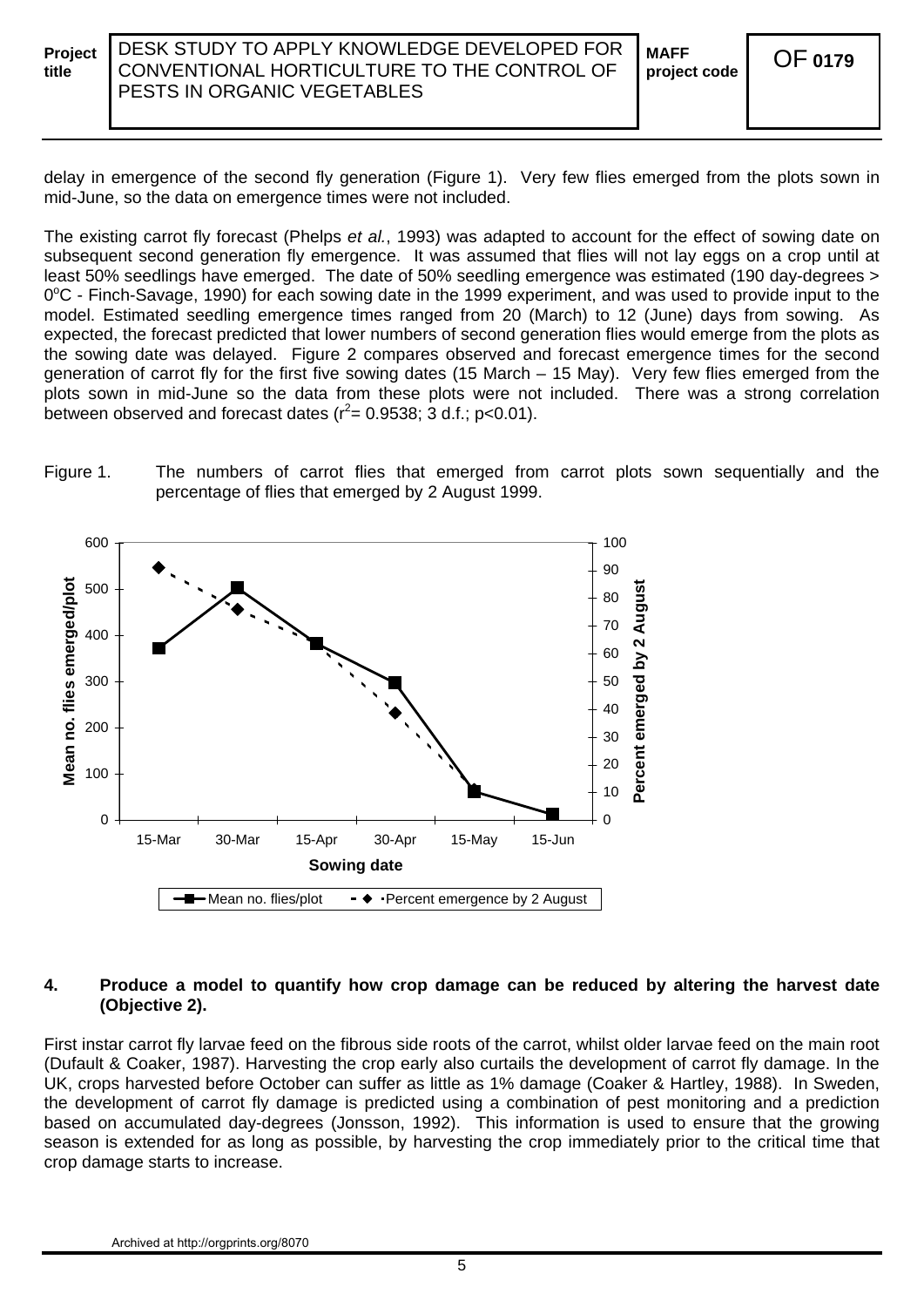delay in emergence of the second fly generation (Figure 1). Very few flies emerged from the plots sown in mid-June, so the data on emergence times were not included.

The existing carrot fly forecast (Phelps *et al.*, 1993) was adapted to account for the effect of sowing date on subsequent second generation fly emergence. It was assumed that flies will not lay eggs on a crop until at least 50% seedlings have emerged. The date of 50% seedling emergence was estimated (190 day-degrees > 0°C - Finch-Savage, 1990) for each sowing date in the 1999 experiment, and was used to provide input to the model. Estimated seedling emergence times ranged from 20 (March) to 12 (June) days from sowing. As expected, the forecast predicted that lower numbers of second generation flies would emerge from the plots as the sowing date was delayed. Figure 2 compares observed and forecast emergence times for the second generation of carrot fly for the first five sowing dates (15 March – 15 May). Very few flies emerged from the plots sown in mid-June so the data from these plots were not included. There was a strong correlation between observed and forecast dates ($r^2$= 0.9538; 3 d.f.; $p<0.01$).

Figure 1. The numbers of carrot flies that emerged from carrot plots sown sequentially and the percentage of flies that emerged by 2 August 1999.

### 4. Produce a model to quantify how crop damage can be reduced by altering the harvest date (Objective 2).

First instar carrot fly larvae feed on the fibrous side roots of the carrot, whilst older larvae feed on the main root (Dufault & Coaker, 1987). Harvesting the crop early also curtails the development of carrot fly damage. In the UK, crops harvested before October can suffer as little as 1% damage (Coaker & Hartley, 1988). In Sweden, the development of carrot fly damage is predicted using a combination of pest monitoring and a prediction based on accumulated day-degrees (Jonsson, 1992). This information is used to ensure that the growing season is extended for as long as possible, by harvesting the crop immediately prior to the critical time that crop damage starts to increase.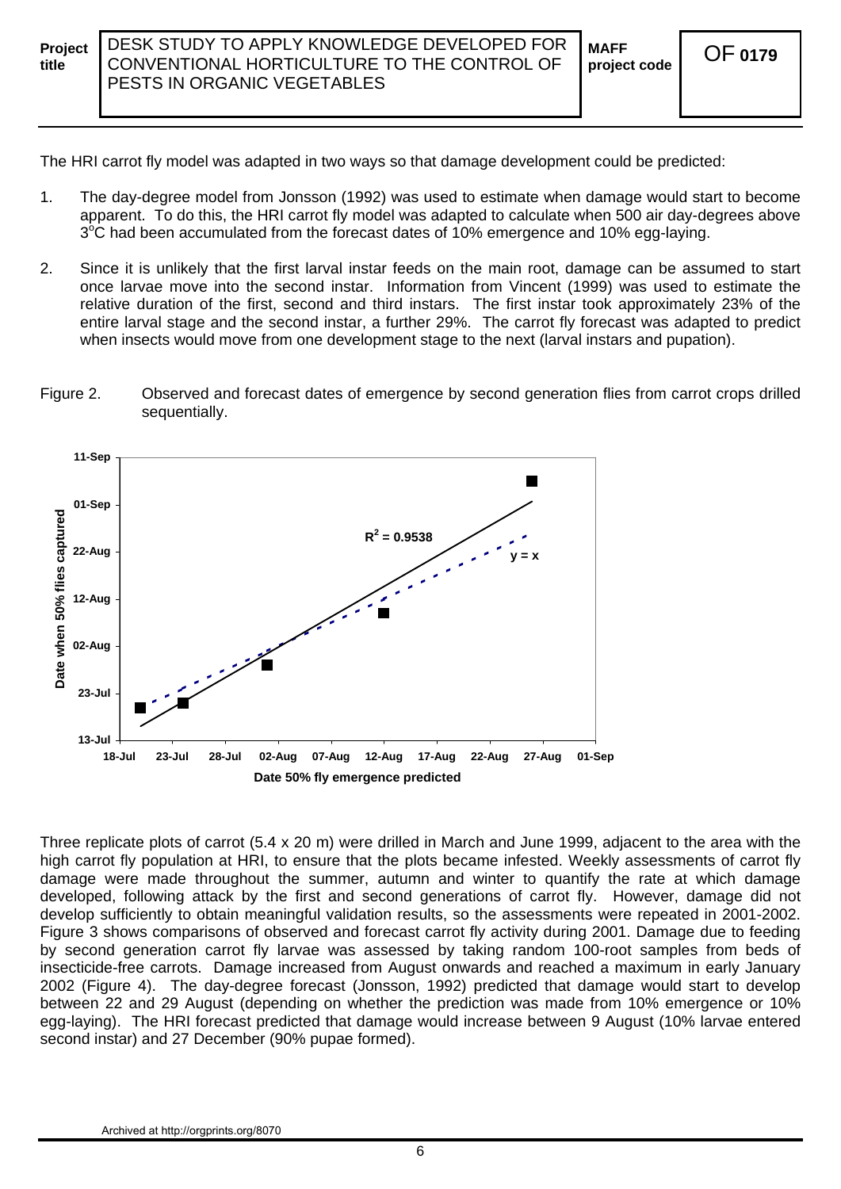The HRI carrot fly model was adapted in two ways so that damage development could be predicted:

1. The day-degree model from Jonsson (1992) was used to estimate when damage would start to become apparent. To do this, the HRI carrot fly model was adapted to calculate when 500 air day-degrees above 3°C had been accumulated from the forecast dates of 10% emergence and 10% egg-laying.

2. Since it is unlikely that the first larval instar feeds on the main root, damage can be assumed to start once larvae move into the second instar. Information from Vincent (1999) was used to estimate the relative duration of the first, second and third instars. The first instar took approximately 23% of the entire larval stage and the second instar, a further 29%. The carrot fly forecast was adapted to predict when insects would move from one development stage to the next (larval instars and pupation).

Figure 2. Observed and forecast dates of emergence by second generation flies from carrot crops drilled sequentially.

Three replicate plots of carrot (5.4 x 20 m) were drilled in March and June 1999, adjacent to the area with the high carrot fly population at HRI, to ensure that the plots became infested. Weekly assessments of carrot fly damage were made throughout the summer, autumn and winter to quantify the rate at which damage developed, following attack by the first and second generations of carrot fly. However, damage did not develop sufficiently to obtain meaningful validation results, so the assessments were repeated in 2001-2002. Figure 3 shows comparisons of observed and forecast carrot fly activity during 2001. Damage due to feeding by second generation carrot fly larvae was assessed by taking random 100-root samples from beds of insecticide-free carrots. Damage increased from August onwards and reached a maximum in early January 2002 (Figure 4). The day-degree forecast (Jonsson, 1992) predicted that damage would start to develop between 22 and 29 August (depending on whether the prediction was made from 10% emergence or 10% egg-laying). The HRI forecast predicted that damage would increase between 9 August (10% larvae entered second instar) and 27 December (90% pupae formed).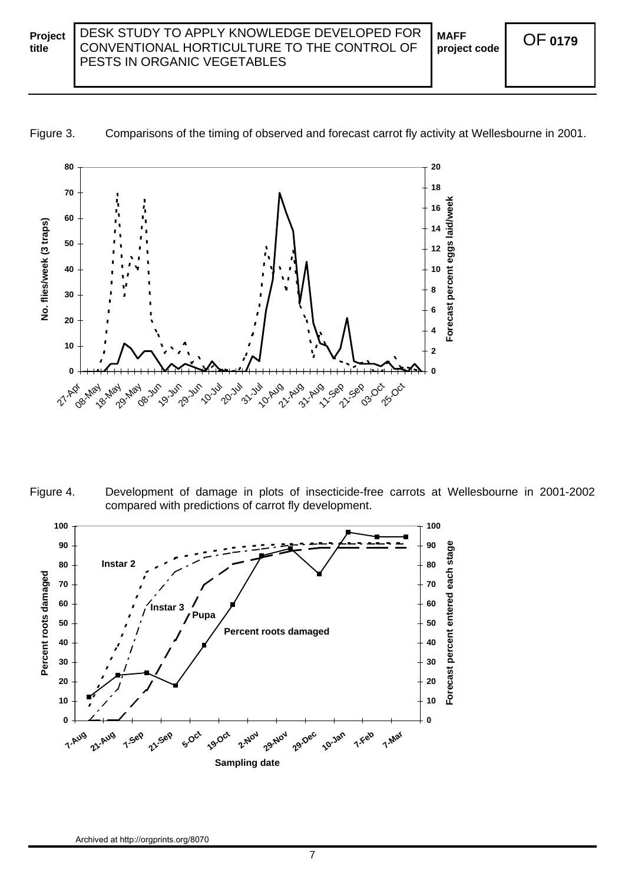Figure 3. Comparisons of the timing of observed and forecast carrot fly activity at Wellesbourne in 2001.

Figure 4. Development of damage in plots of insecticide-free carrots at Wellesbourne in 2001-2002 compared with predictions of carrot fly development.

Archived at http://orgprints.org/8070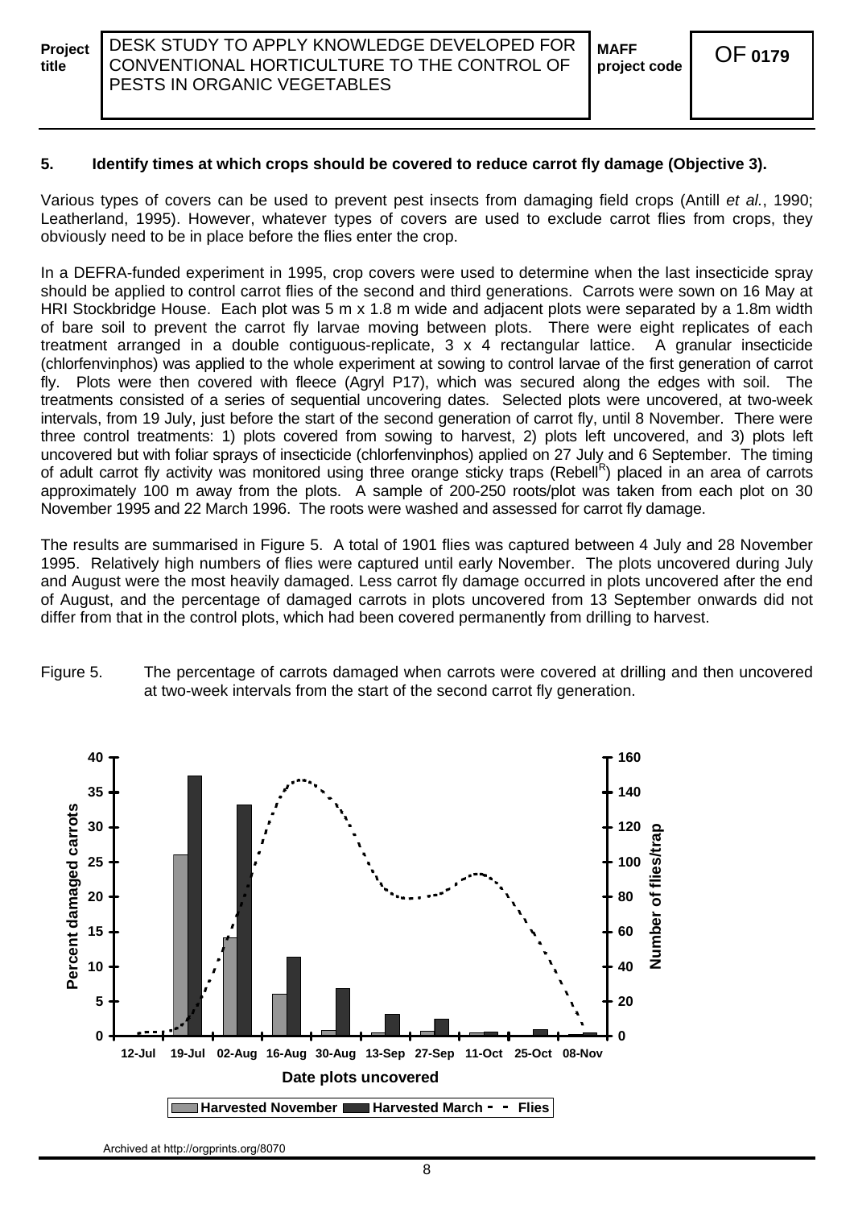## 5. Identify times at which crops should be covered to reduce carrot fly damage (Objective 3).

Various types of covers can be used to prevent pest insects from damaging field crops (Antill *et al.*, 1990; Leatherland, 1995). However, whatever types of covers are used to exclude carrot flies from crops, they obviously need to be in place before the flies enter the crop.

In a DEFRA-funded experiment in 1995, crop covers were used to determine when the last insecticide spray should be applied to control carrot flies of the second and third generations. Carrots were sown on 16 May at HRI Stockbridge House. Each plot was 5 m x 1.8 m wide and adjacent plots were separated by a 1.8m width of bare soil to prevent the carrot fly larvae moving between plots. There were eight replicates of each treatment arranged in a double contiguous-replicate, 3 x 4 rectangular lattice. A granular insecticide (chlorfenvinphos) was applied to the whole experiment at sowing to control larvae of the first generation of carrot fly. Plots were then covered with fleece (Agryl P17), which was secured along the edges with soil. The treatments consisted of a series of sequential uncovering dates. Selected plots were uncovered, at two-week intervals, from 19 July, just before the start of the second generation of carrot fly, until 8 November. There were three control treatments: 1) plots covered from sowing to harvest, 2) plots left uncovered, and 3) plots left uncovered but with foliar sprays of insecticide (chlorfenvinphos) applied on 27 July and 6 September. The timing of adult carrot fly activity was monitored using three orange sticky traps (Rebell[R]) placed in an area of carrots approximately 100 m away from the plots. A sample of 200-250 roots/plot was taken from each plot on 30 November 1995 and 22 March 1996. The roots were washed and assessed for carrot fly damage.

The results are summarised in Figure 5. A total of 1901 flies was captured between 4 July and 28 November 1995. Relatively high numbers of flies were captured until early November. The plots uncovered during July and August were the most heavily damaged. Less carrot fly damage occurred in plots uncovered after the end of August, and the percentage of damaged carrots in plots uncovered from 13 September onwards did not differ from that in the control plots, which had been covered permanently from drilling to harvest.

Figure 5. The percentage of carrots damaged when carrots were covered at drilling and then uncovered at two-week intervals from the start of the second carrot fly generation.

Archived at http://orgprints.org/8070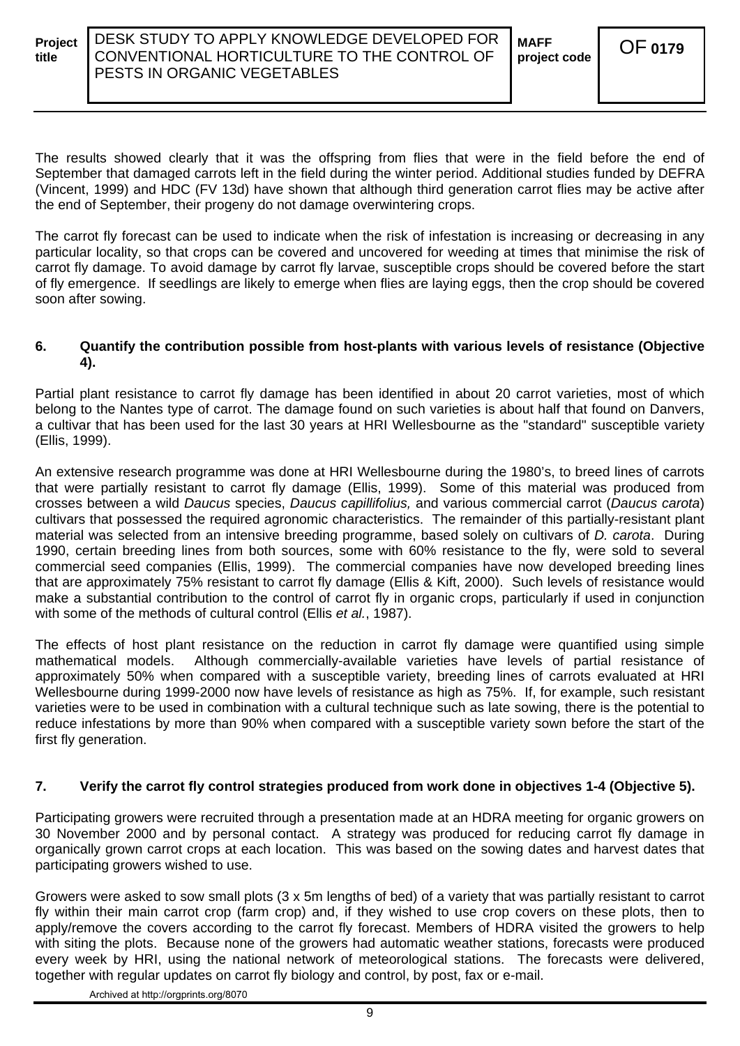The results showed clearly that it was the offspring from flies that were in the field before the end of September that damaged carrots left in the field during the winter period. Additional studies funded by DEFRA (Vincent, 1999) and HDC (FV 13d) have shown that although third generation carrot flies may be active after the end of September, their progeny do not damage overwintering crops.

The carrot fly forecast can be used to indicate when the risk of infestation is increasing or decreasing in any particular locality, so that crops can be covered and uncovered for weeding at times that minimise the risk of carrot fly damage. To avoid damage by carrot fly larvae, susceptible crops should be covered before the start of fly emergence. If seedlings are likely to emerge when flies are laying eggs, then the crop should be covered soon after sowing.

### 6. Quantify the contribution possible from host-plants with various levels of resistance (Objective 4).

Partial plant resistance to carrot fly damage has been identified in about 20 carrot varieties, most of which belong to the Nantes type of carrot. The damage found on such varieties is about half that found on Danvers, a cultivar that has been used for the last 30 years at HRI Wellesbourne as the "standard" susceptible variety (Ellis, 1999).

An extensive research programme was done at HRI Wellesbourne during the 1980's, to breed lines of carrots that were partially resistant to carrot fly damage (Ellis, 1999). Some of this material was produced from crosses between a wild *Daucus* species, *Daucus capillifolius,* and various commercial carrot (*Daucus carota*) cultivars that possessed the required agronomic characteristics. The remainder of this partially-resistant plant material was selected from an intensive breeding programme, based solely on cultivars of *D. carota*. During 1990, certain breeding lines from both sources, some with 60% resistance to the fly, were sold to several commercial seed companies (Ellis, 1999). The commercial companies have now developed breeding lines that are approximately 75% resistant to carrot fly damage (Ellis & Kift, 2000). Such levels of resistance would make a substantial contribution to the control of carrot fly in organic crops, particularly if used in conjunction with some of the methods of cultural control (Ellis *et al.*, 1987).

The effects of host plant resistance on the reduction in carrot fly damage were quantified using simple mathematical models. Although commercially-available varieties have levels of partial resistance of approximately 50% when compared with a susceptible variety, breeding lines of carrots evaluated at HRI Wellesbourne during 1999-2000 now have levels of resistance as high as 75%. If, for example, such resistant varieties were to be used in combination with a cultural technique such as late sowing, there is the potential to reduce infestations by more than 90% when compared with a susceptible variety sown before the start of the first fly generation.

### 7. Verify the carrot fly control strategies produced from work done in objectives 1-4 (Objective 5).

Participating growers were recruited through a presentation made at an HDRA meeting for organic growers on 30 November 2000 and by personal contact. A strategy was produced for reducing carrot fly damage in organically grown carrot crops at each location. This was based on the sowing dates and harvest dates that participating growers wished to use.

Growers were asked to sow small plots (3 x 5m lengths of bed) of a variety that was partially resistant to carrot fly within their main carrot crop (farm crop) and, if they wished to use crop covers on these plots, then to apply/remove the covers according to the carrot fly forecast. Members of HDRA visited the growers to help with siting the plots. Because none of the growers had automatic weather stations, forecasts were produced every week by HRI, using the national network of meteorological stations. The forecasts were delivered, together with regular updates on carrot fly biology and control, by post, fax or e-mail.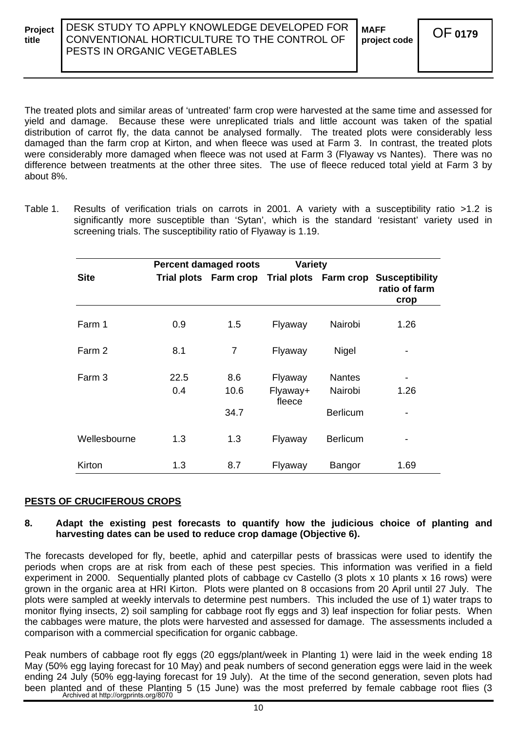The treated plots and similar areas of 'untreated' farm crop were harvested at the same time and assessed for yield and damage. Because these were unreplicated trials and little account was taken of the spatial distribution of carrot fly, the data cannot be analysed formally. The treated plots were considerably less damaged than the farm crop at Kirton, and when fleece was used at Farm 3. In contrast, the treated plots were considerably more damaged when fleece was not used at Farm 3 (Flyaway vs Nantes). There was no difference between treatments at the other three sites. The use of fleece reduced total yield at Farm 3 by about 8%.

Table 1. Results of verification trials on carrots in 2001. A variety with a susceptibility ratio >1.2 is significantly more susceptible than 'Sytan', which is the standard 'resistant' variety used in screening trials. The susceptibility ratio of Flyaway is 1.19.

| | Percent damaged roots | | Variety | | |
|---|---|---|---|---|---|
| Site | Trial plots | Farm crop | Trial plots | Farm crop | Susceptibility ratio of farm crop |
| Farm 1 | 0.9 | 1.5 | Flyaway | Nairobi | 1.26 |
| Farm 2 | 8.1 | 7 | Flyaway | Nigel | - |
| Farm 3 | 22.5 | 8.6 | Flyaway | Nantes | - |
| | 0.4 | 10.6 | Flyaway+ fleece | Nairobi | 1.26 |
| | | 34.7 | | Berlicum | - |
| Wellesbourne | 1.3 | 1.3 | Flyaway | Berlicum | - |
| Kirton | 1.3 | 8.7 | Flyaway | Bangor | 1.69 |

## PESTS OF CRUCIFEROUS CROPS

### 8. Adapt the existing pest forecasts to quantify how the judicious choice of planting and harvesting dates can be used to reduce crop damage (Objective 6).

The forecasts developed for fly, beetle, aphid and caterpillar pests of brassicas were used to identify the periods when crops are at risk from each of these pest species. This information was verified in a field experiment in 2000. Sequentially planted plots of cabbage cv Castello (3 plots x 10 plants x 16 rows) were grown in the organic area at HRI Kirton. Plots were planted on 8 occasions from 20 April until 27 July. The plots were sampled at weekly intervals to determine pest numbers. This included the use of 1) water traps to monitor flying insects, 2) soil sampling for cabbage root fly eggs and 3) leaf inspection for foliar pests. When the cabbages were mature, the plots were harvested and assessed for damage. The assessments included a comparison with a commercial specification for organic cabbage.

Peak numbers of cabbage root fly eggs (20 eggs/plant/week in Planting 1) were laid in the week ending 18 May (50% egg laying forecast for 10 May) and peak numbers of second generation eggs were laid in the week ending 24 July (50% egg-laying forecast for 19 July). At the time of the second generation, seven plots had been planted and of these Planting 5 (15 June) was the most preferred by female cabbage root flies (3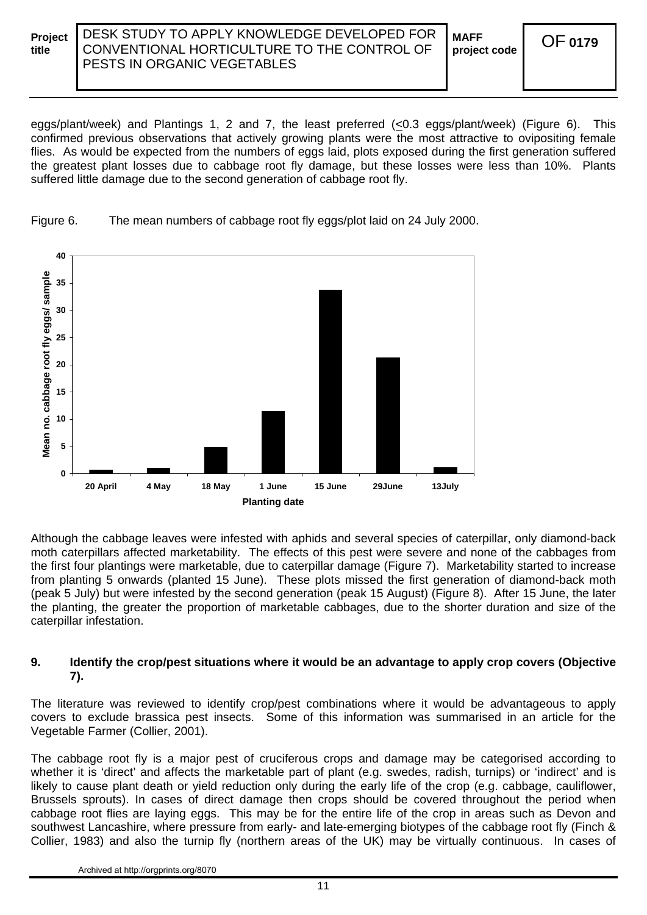eggs/plant/week) and Plantings 1, 2 and 7, the least preferred (<0.3 eggs/plant/week) (Figure 6). This confirmed previous observations that actively growing plants were the most attractive to ovipositing female flies. As would be expected from the numbers of eggs laid, plots exposed during the first generation suffered the greatest plant losses due to cabbage root fly damage, but these losses were less than 10%. Plants suffered little damage due to the second generation of cabbage root fly.

Figure 6. The mean numbers of cabbage root fly eggs/plot laid on 24 July 2000.

Although the cabbage leaves were infested with aphids and several species of caterpillar, only diamond-back moth caterpillars affected marketability. The effects of this pest were severe and none of the cabbages from the first four plantings were marketable, due to caterpillar damage (Figure 7). Marketability started to increase from planting 5 onwards (planted 15 June). These plots missed the first generation of diamond-back moth (peak 5 July) but were infested by the second generation (peak 15 August) (Figure 8). After 15 June, the later the planting, the greater the proportion of marketable cabbages, due to the shorter duration and size of the caterpillar infestation.

## 9. Identify the crop/pest situations where it would be an advantage to apply crop covers (Objective 7).

The literature was reviewed to identify crop/pest combinations where it would be advantageous to apply covers to exclude brassica pest insects. Some of this information was summarised in an article for the Vegetable Farmer (Collier, 2001).

The cabbage root fly is a major pest of cruciferous crops and damage may be categorised according to whether it is 'direct' and affects the marketable part of plant (e.g. swedes, radish, turnips) or 'indirect' and is likely to cause plant death or yield reduction only during the early life of the crop (e.g. cabbage, cauliflower, Brussels sprouts). In cases of direct damage then crops should be covered throughout the period when cabbage root flies are laying eggs. This may be for the entire life of the crop in areas such as Devon and southwest Lancashire, where pressure from early- and late-emerging biotypes of the cabbage root fly (Finch & Collier, 1983) and also the turnip fly (northern areas of the UK) may be virtually continuous. In cases of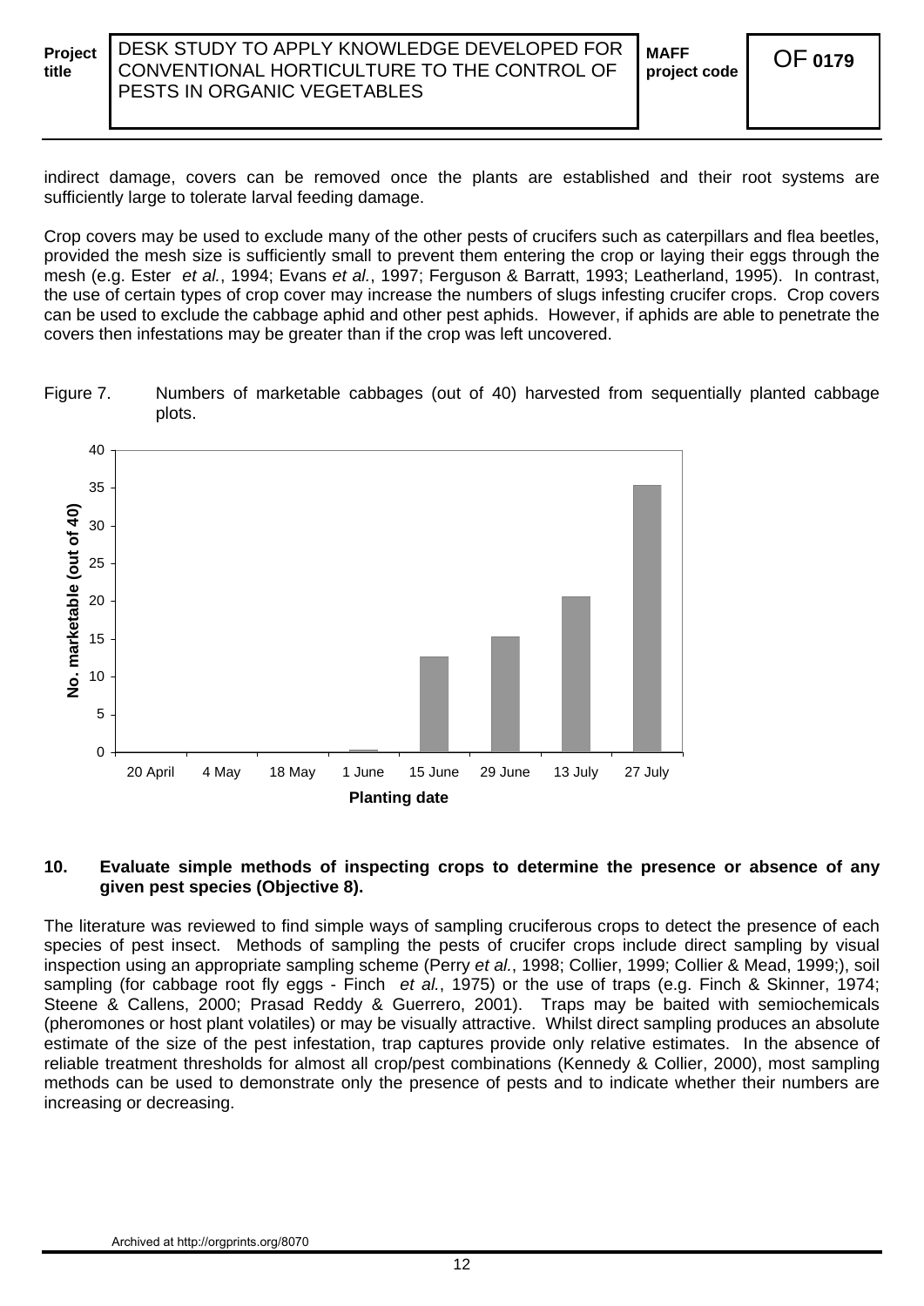indirect damage, covers can be removed once the plants are established and their root systems are sufficiently large to tolerate larval feeding damage.

Crop covers may be used to exclude many of the other pests of crucifers such as caterpillars and flea beetles, provided the mesh size is sufficiently small to prevent them entering the crop or laying their eggs through the mesh (e.g. Ester *et al.*, 1994; Evans *et al.*, 1997; Ferguson & Barratt, 1993; Leatherland, 1995). In contrast, the use of certain types of crop cover may increase the numbers of slugs infesting crucifer crops. Crop covers can be used to exclude the cabbage aphid and other pest aphids. However, if aphids are able to penetrate the covers then infestations may be greater than if the crop was left uncovered.

Figure 7. Numbers of marketable cabbages (out of 40) harvested from sequentially planted cabbage plots.

## 10. Evaluate simple methods of inspecting crops to determine the presence or absence of any given pest species (Objective 8).

The literature was reviewed to find simple ways of sampling cruciferous crops to detect the presence of each species of pest insect. Methods of sampling the pests of crucifer crops include direct sampling by visual inspection using an appropriate sampling scheme (Perry *et al.*, 1998; Collier, 1999; Collier & Mead, 1999;), soil sampling (for cabbage root fly eggs - Finch *et al.*, 1975) or the use of traps (e.g. Finch & Skinner, 1974; Steene & Callens, 2000; Prasad Reddy & Guerrero, 2001). Traps may be baited with semiochemicals (pheromones or host plant volatiles) or may be visually attractive. Whilst direct sampling produces an absolute estimate of the size of the pest infestation, trap captures provide only relative estimates. In the absence of reliable treatment thresholds for almost all crop/pest combinations (Kennedy & Collier, 2000), most sampling methods can be used to demonstrate only the presence of pests and to indicate whether their numbers are increasing or decreasing.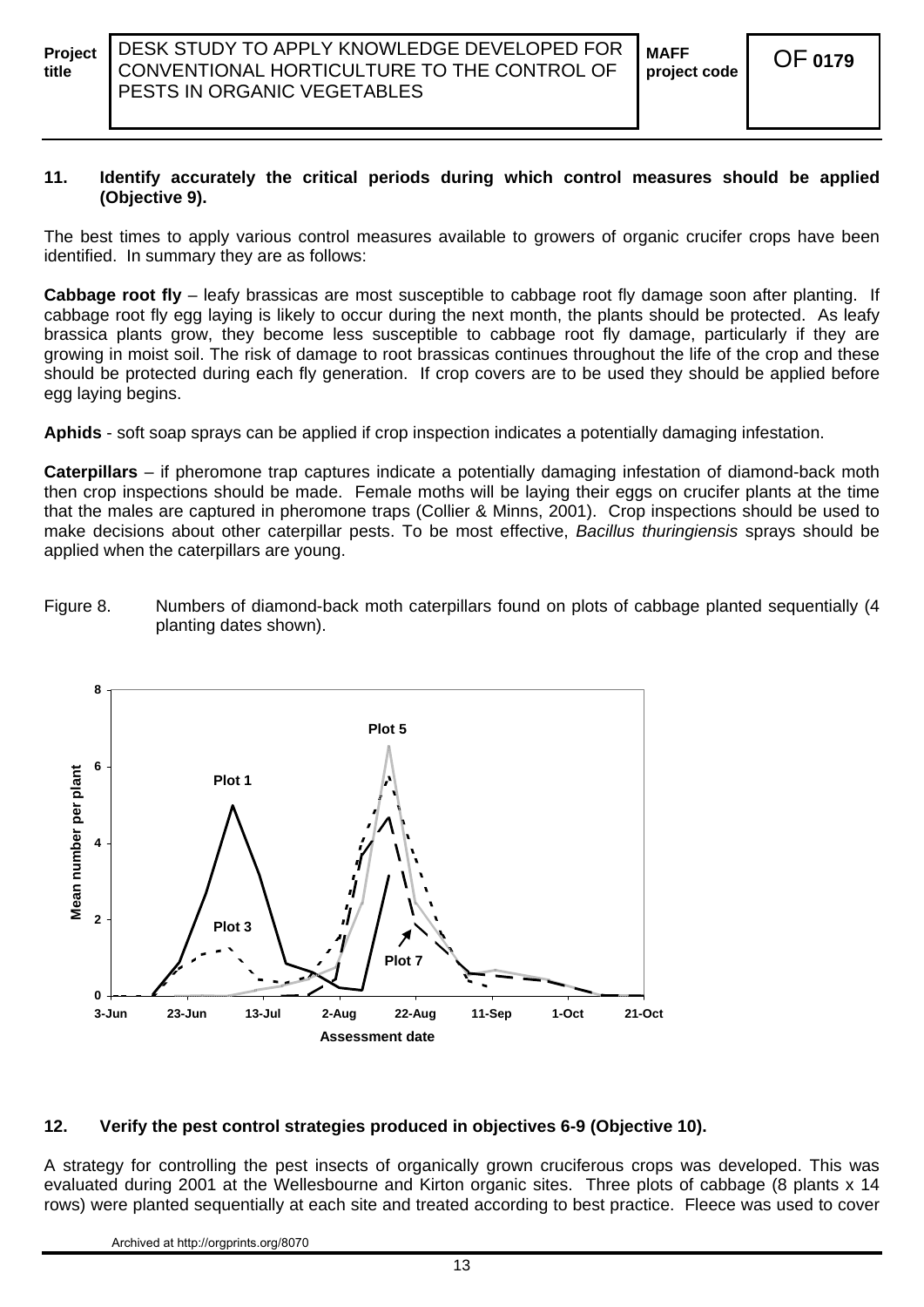## 11. Identify accurately the critical periods during which control measures should be applied (Objective 9).

The best times to apply various control measures available to growers of organic crucifer crops have been identified. In summary they are as follows:

**Cabbage root fly** – leafy brassicas are most susceptible to cabbage root fly damage soon after planting. If cabbage root fly egg laying is likely to occur during the next month, the plants should be protected. As leafy brassica plants grow, they become less susceptible to cabbage root fly damage, particularly if they are growing in moist soil. The risk of damage to root brassicas continues throughout the life of the crop and these should be protected during each fly generation. If crop covers are to be used they should be applied before egg laying begins.

**Aphids** - soft soap sprays can be applied if crop inspection indicates a potentially damaging infestation.

**Caterpillars** – if pheromone trap captures indicate a potentially damaging infestation of diamond-back moth then crop inspections should be made. Female moths will be laying their eggs on crucifer plants at the time that the males are captured in pheromone traps (Collier & Minns, 2001). Crop inspections should be used to make decisions about other caterpillar pests. To be most effective, *Bacillus thuringiensis* sprays should be applied when the caterpillars are young.

Figure 8. Numbers of diamond-back moth caterpillars found on plots of cabbage planted sequentially (4 planting dates shown).

## 12. Verify the pest control strategies produced in objectives 6-9 (Objective 10).

A strategy for controlling the pest insects of organically grown cruciferous crops was developed. This was evaluated during 2001 at the Wellesbourne and Kirton organic sites. Three plots of cabbage (8 plants x 14 rows) were planted sequentially at each site and treated according to best practice. Fleece was used to cover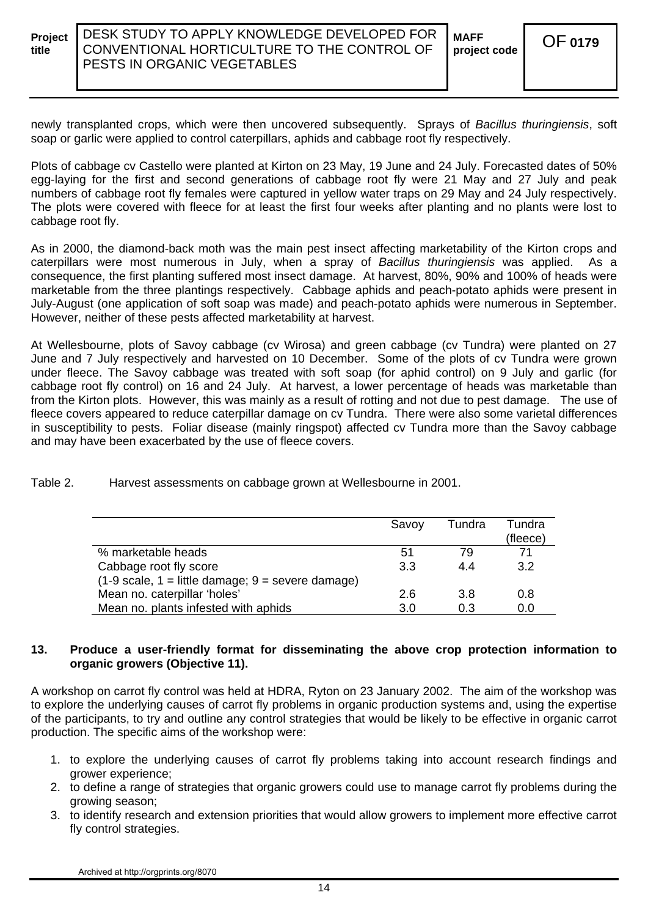newly transplanted crops, which were then uncovered subsequently. Sprays of *Bacillus thuringiensis*, soft soap or garlic were applied to control caterpillars, aphids and cabbage root fly respectively.

Plots of cabbage cv Castello were planted at Kirton on 23 May, 19 June and 24 July. Forecasted dates of 50% egg-laying for the first and second generations of cabbage root fly were 21 May and 27 July and peak numbers of cabbage root fly females were captured in yellow water traps on 29 May and 24 July respectively. The plots were covered with fleece for at least the first four weeks after planting and no plants were lost to cabbage root fly.

As in 2000, the diamond-back moth was the main pest insect affecting marketability of the Kirton crops and caterpillars were most numerous in July, when a spray of *Bacillus thuringiensis* was applied. As a consequence, the first planting suffered most insect damage. At harvest, 80%, 90% and 100% of heads were marketable from the three plantings respectively. Cabbage aphids and peach-potato aphids were present in July-August (one application of soft soap was made) and peach-potato aphids were numerous in September. However, neither of these pests affected marketability at harvest.

At Wellesbourne, plots of Savoy cabbage (cv Wirosa) and green cabbage (cv Tundra) were planted on 27 June and 7 July respectively and harvested on 10 December. Some of the plots of cv Tundra were grown under fleece. The Savoy cabbage was treated with soft soap (for aphid control) on 9 July and garlic (for cabbage root fly control) on 16 and 24 July. At harvest, a lower percentage of heads was marketable than from the Kirton plots. However, this was mainly as a result of rotting and not due to pest damage. The use of fleece covers appeared to reduce caterpillar damage on cv Tundra. There were also some varietal differences in susceptibility to pests. Foliar disease (mainly ringspot) affected cv Tundra more than the Savoy cabbage and may have been exacerbated by the use of fleece covers.

Table 2. Harvest assessments on cabbage grown at Wellesbourne in 2001.

| | Savoy | Tundra | Tundra (fleece) |
|---|---|---|---|
| % marketable heads | 51 | 79 | 71 |
| Cabbage root fly score (1-9 scale, 1 = little damage; 9 = severe damage) | 3.3 | 4.4 | 3.2 |
| Mean no. caterpillar 'holes' | 2.6 | 3.8 | 0.8 |
| Mean no. plants infested with aphids | 3.0 | 0.3 | 0.0 |

**13. Produce a user-friendly format for disseminating the above crop protection information to organic growers (Objective 11).**

A workshop on carrot fly control was held at HDRA, Ryton on 23 January 2002. The aim of the workshop was to explore the underlying causes of carrot fly problems in organic production systems and, using the expertise of the participants, to try and outline any control strategies that would be likely to be effective in organic carrot production. The specific aims of the workshop were:

1. to explore the underlying causes of carrot fly problems taking into account research findings and grower experience;
2. to define a range of strategies that organic growers could use to manage carrot fly problems during the growing season;
3. to identify research and extension priorities that would allow growers to implement more effective carrot fly control strategies.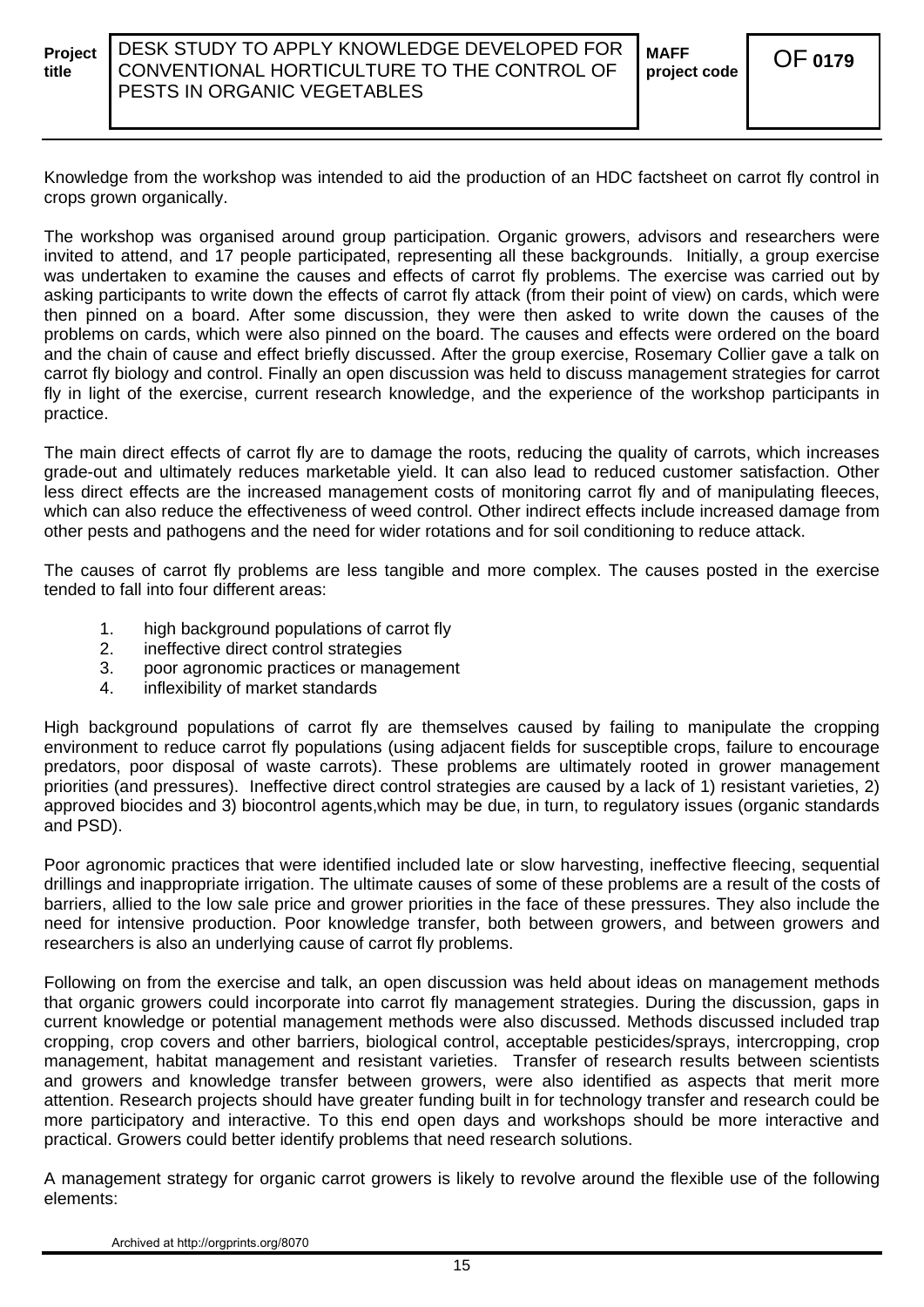Knowledge from the workshop was intended to aid the production of an HDC factsheet on carrot fly control in crops grown organically.

The workshop was organised around group participation. Organic growers, advisors and researchers were invited to attend, and 17 people participated, representing all these backgrounds. Initially, a group exercise was undertaken to examine the causes and effects of carrot fly problems. The exercise was carried out by asking participants to write down the effects of carrot fly attack (from their point of view) on cards, which were then pinned on a board. After some discussion, they were then asked to write down the causes of the problems on cards, which were also pinned on the board. The causes and effects were ordered on the board and the chain of cause and effect briefly discussed. After the group exercise, Rosemary Collier gave a talk on carrot fly biology and control. Finally an open discussion was held to discuss management strategies for carrot fly in light of the exercise, current research knowledge, and the experience of the workshop participants in practice.

The main direct effects of carrot fly are to damage the roots, reducing the quality of carrots, which increases grade-out and ultimately reduces marketable yield. It can also lead to reduced customer satisfaction. Other less direct effects are the increased management costs of monitoring carrot fly and of manipulating fleeces, which can also reduce the effectiveness of weed control. Other indirect effects include increased damage from other pests and pathogens and the need for wider rotations and for soil conditioning to reduce attack.

The causes of carrot fly problems are less tangible and more complex. The causes posted in the exercise tended to fall into four different areas:

1. high background populations of carrot fly
2. ineffective direct control strategies
3. poor agronomic practices or management
4. inflexibility of market standards

High background populations of carrot fly are themselves caused by failing to manipulate the cropping environment to reduce carrot fly populations (using adjacent fields for susceptible crops, failure to encourage predators, poor disposal of waste carrots). These problems are ultimately rooted in grower management priorities (and pressures). Ineffective direct control strategies are caused by a lack of 1) resistant varieties, 2) approved biocides and 3) biocontrol agents,which may be due, in turn, to regulatory issues (organic standards and PSD).

Poor agronomic practices that were identified included late or slow harvesting, ineffective fleecing, sequential drillings and inappropriate irrigation. The ultimate causes of some of these problems are a result of the costs of barriers, allied to the low sale price and grower priorities in the face of these pressures. They also include the need for intensive production. Poor knowledge transfer, both between growers, and between growers and researchers is also an underlying cause of carrot fly problems.

Following on from the exercise and talk, an open discussion was held about ideas on management methods that organic growers could incorporate into carrot fly management strategies. During the discussion, gaps in current knowledge or potential management methods were also discussed. Methods discussed included trap cropping, crop covers and other barriers, biological control, acceptable pesticides/sprays, intercropping, crop management, habitat management and resistant varieties. Transfer of research results between scientists and growers and knowledge transfer between growers, were also identified as aspects that merit more attention. Research projects should have greater funding built in for technology transfer and research could be more participatory and interactive. To this end open days and workshops should be more interactive and practical. Growers could better identify problems that need research solutions.

A management strategy for organic carrot growers is likely to revolve around the flexible use of the following elements: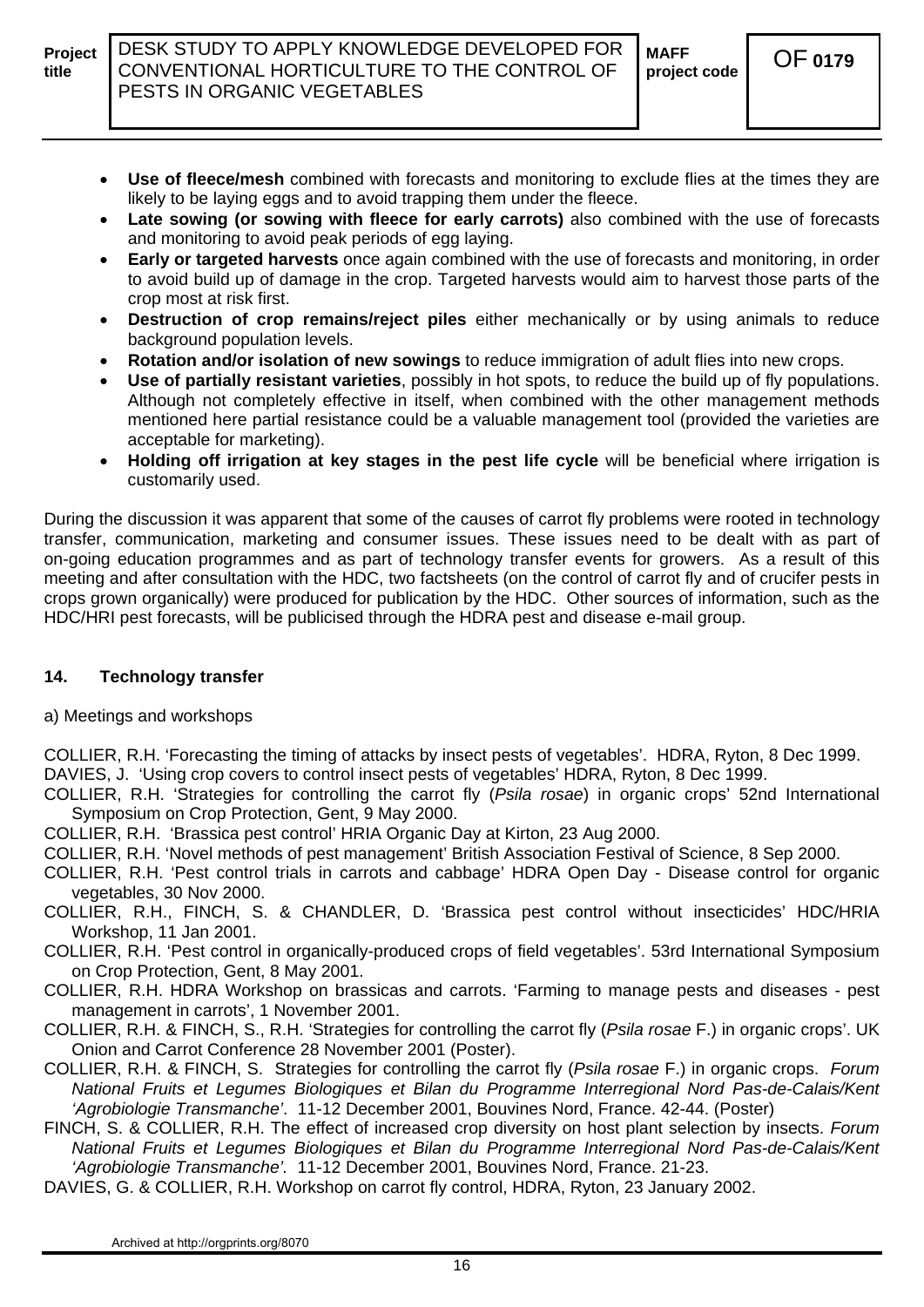- **Use of fleece/mesh** combined with forecasts and monitoring to exclude flies at the times they are likely to be laying eggs and to avoid trapping them under the fleece.
- **Late sowing (or sowing with fleece for early carrots)** also combined with the use of forecasts and monitoring to avoid peak periods of egg laying.
- **Early or targeted harvests** once again combined with the use of forecasts and monitoring, in order to avoid build up of damage in the crop. Targeted harvests would aim to harvest those parts of the crop most at risk first.
- **Destruction of crop remains/reject piles** either mechanically or by using animals to reduce background population levels.
- **Rotation and/or isolation of new sowings** to reduce immigration of adult flies into new crops.
- **Use of partially resistant varieties**, possibly in hot spots, to reduce the build up of fly populations. Although not completely effective in itself, when combined with the other management methods mentioned here partial resistance could be a valuable management tool (provided the varieties are acceptable for marketing).
- **Holding off irrigation at key stages in the pest life cycle** will be beneficial where irrigation is customarily used.

During the discussion it was apparent that some of the causes of carrot fly problems were rooted in technology transfer, communication, marketing and consumer issues. These issues need to be dealt with as part of on-going education programmes and as part of technology transfer events for growers. As a result of this meeting and after consultation with the HDC, two factsheets (on the control of carrot fly and of crucifer pests in crops grown organically) were produced for publication by the HDC. Other sources of information, such as the HDC/HRI pest forecasts, will be publicised through the HDRA pest and disease e-mail group.

## 14. Technology transfer

a) Meetings and workshops

COLLIER, R.H. 'Forecasting the timing of attacks by insect pests of vegetables'. HDRA, Ryton, 8 Dec 1999.

DAVIES, J. 'Using crop covers to control insect pests of vegetables' HDRA, Ryton, 8 Dec 1999.

COLLIER, R.H. 'Strategies for controlling the carrot fly (*Psila rosae*) in organic crops' 52nd International Symposium on Crop Protection, Gent, 9 May 2000.

COLLIER, R.H. 'Brassica pest control' HRIA Organic Day at Kirton, 23 Aug 2000.

COLLIER, R.H. 'Novel methods of pest management' British Association Festival of Science, 8 Sep 2000.

COLLIER, R.H. 'Pest control trials in carrots and cabbage' HDRA Open Day - Disease control for organic vegetables, 30 Nov 2000.

COLLIER, R.H., FINCH, S. & CHANDLER, D. 'Brassica pest control without insecticides' HDC/HRIA Workshop, 11 Jan 2001.

COLLIER, R.H. 'Pest control in organically-produced crops of field vegetables'. 53rd International Symposium on Crop Protection, Gent, 8 May 2001.

COLLIER, R.H. HDRA Workshop on brassicas and carrots. 'Farming to manage pests and diseases - pest management in carrots', 1 November 2001.

COLLIER, R.H. & FINCH, S., R.H. 'Strategies for controlling the carrot fly (*Psila rosae* F.) in organic crops'. UK Onion and Carrot Conference 28 November 2001 (Poster).

COLLIER, R.H. & FINCH, S. Strategies for controlling the carrot fly (*Psila rosae* F.) in organic crops. *Forum National Fruits et Legumes Biologiques et Bilan du Programme Interregional Nord Pas-de-Calais/Kent 'Agrobiologie Transmanche'*. 11-12 December 2001, Bouvines Nord, France. 42-44. (Poster)

FINCH, S. & COLLIER, R.H. The effect of increased crop diversity on host plant selection by insects. *Forum National Fruits et Legumes Biologiques et Bilan du Programme Interregional Nord Pas-de-Calais/Kent 'Agrobiologie Transmanche'.* 11-12 December 2001, Bouvines Nord, France. 21-23.

DAVIES, G. & COLLIER, R.H. Workshop on carrot fly control, HDRA, Ryton, 23 January 2002.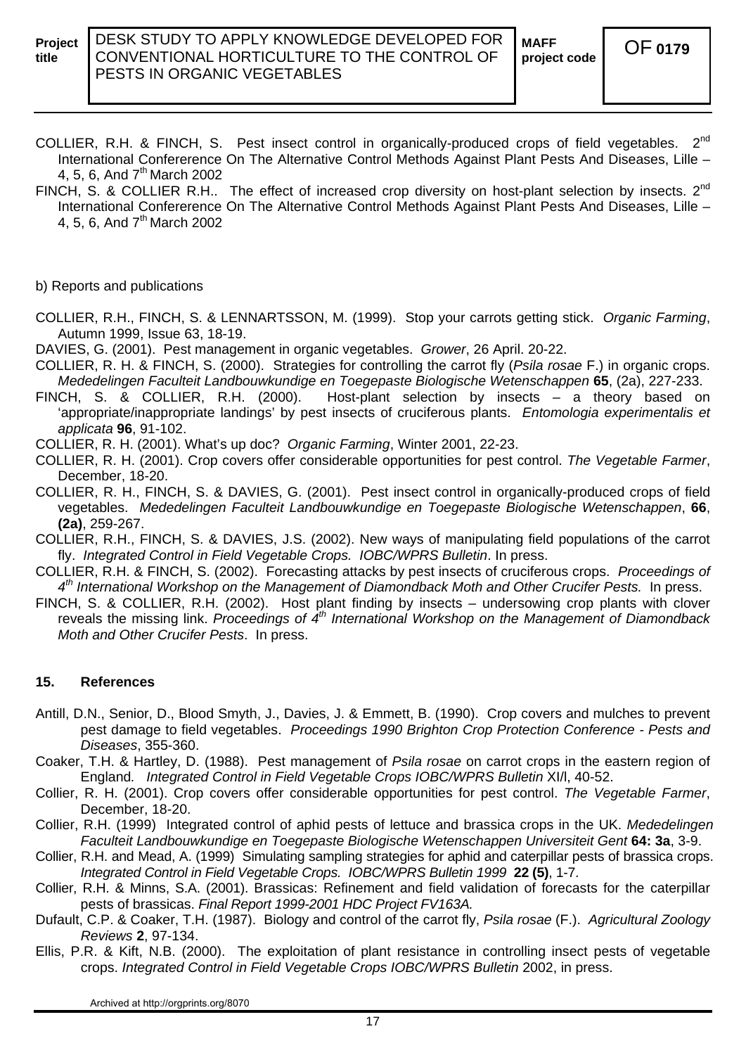COLLIER, R.H. & FINCH, S. Pest insect control in organically-produced crops of field vegetables. 2[nd] International Confererence On The Alternative Control Methods Against Plant Pests And Diseases, Lille – 4, 5, 6, And 7[th] March 2002

FINCH, S. & COLLIER R.H.. The effect of increased crop diversity on host-plant selection by insects. 2[nd] International Confererence On The Alternative Control Methods Against Plant Pests And Diseases, Lille – 4, 5, 6, And 7[th] March 2002

b) Reports and publications

COLLIER, R.H., FINCH, S. & LENNARTSSON, M. (1999). Stop your carrots getting stick. *Organic Farming*, Autumn 1999, Issue 63, 18-19.

DAVIES, G. (2001). Pest management in organic vegetables. *Grower*, 26 April. 20-22.

COLLIER, R. H. & FINCH, S. (2000). Strategies for controlling the carrot fly (*Psila rosae* F.) in organic crops. *Mededelingen Faculteit Landbouwkundige en Toegepaste Biologische Wetenschappen* **65**, (2a), 227-233.

FINCH, S. & COLLIER, R.H. (2000). Host-plant selection by insects – a theory based on 'appropriate/inappropriate landings' by pest insects of cruciferous plants. *Entomologia experimentalis et applicata* **96**, 91-102.

COLLIER, R. H. (2001). What's up doc? *Organic Farming*, Winter 2001, 22-23.

COLLIER, R. H. (2001). Crop covers offer considerable opportunities for pest control. *The Vegetable Farmer*, December, 18-20.

COLLIER, R. H., FINCH, S. & DAVIES, G. (2001). Pest insect control in organically-produced crops of field vegetables. *Mededelingen Faculteit Landbouwkundige en Toegepaste Biologische Wetenschappen*, **66**, **(2a)**, 259-267.

COLLIER, R.H., FINCH, S. & DAVIES, J.S. (2002). New ways of manipulating field populations of the carrot fly. *Integrated Control in Field Vegetable Crops. IOBC/WPRS Bulletin*. In press.

COLLIER, R.H. & FINCH, S. (2002). Forecasting attacks by pest insects of cruciferous crops. *Proceedings of 4[th] International Workshop on the Management of Diamondback Moth and Other Crucifer Pests.* In press.

FINCH, S. & COLLIER, R.H. (2002). Host plant finding by insects – undersowing crop plants with clover reveals the missing link. *Proceedings of 4[th] International Workshop on the Management of Diamondback Moth and Other Crucifer Pests*. In press.

## 15. References

Antill, D.N., Senior, D., Blood Smyth, J., Davies, J. & Emmett, B. (1990). Crop covers and mulches to prevent pest damage to field vegetables. *Proceedings 1990 Brighton Crop Protection Conference - Pests and Diseases*, 355-360.

Coaker, T.H. & Hartley, D. (1988). Pest management of *Psila rosae* on carrot crops in the eastern region of England*. Integrated Control in Field Vegetable Crops IOBC/WPRS Bulletin* XI/l, 40-52.

Collier, R. H. (2001). Crop covers offer considerable opportunities for pest control. *The Vegetable Farmer*, December, 18-20.

Collier, R.H. (1999) Integrated control of aphid pests of lettuce and brassica crops in the UK. *Mededelingen Faculteit Landbouwkundige en Toegepaste Biologische Wetenschappen Universiteit Gent* **64: 3a**, 3-9.

Collier, R.H. and Mead, A. (1999) Simulating sampling strategies for aphid and caterpillar pests of brassica crops. *Integrated Control in Field Vegetable Crops. IOBC/WPRS Bulletin 1999* **22 (5)**, 1-7.

Collier, R.H. & Minns, S.A. (2001). Brassicas: Refinement and field validation of forecasts for the caterpillar pests of brassicas. *Final Report 1999-2001 HDC Project FV163A.*

Dufault, C.P. & Coaker, T.H. (1987). Biology and control of the carrot fly, *Psila rosae* (F.). *Agricultural Zoology Reviews* **2**, 97-134.

Ellis, P.R. & Kift, N.B. (2000). The exploitation of plant resistance in controlling insect pests of vegetable crops. *Integrated Control in Field Vegetable Crops IOBC/WPRS Bulletin* 2002, in press.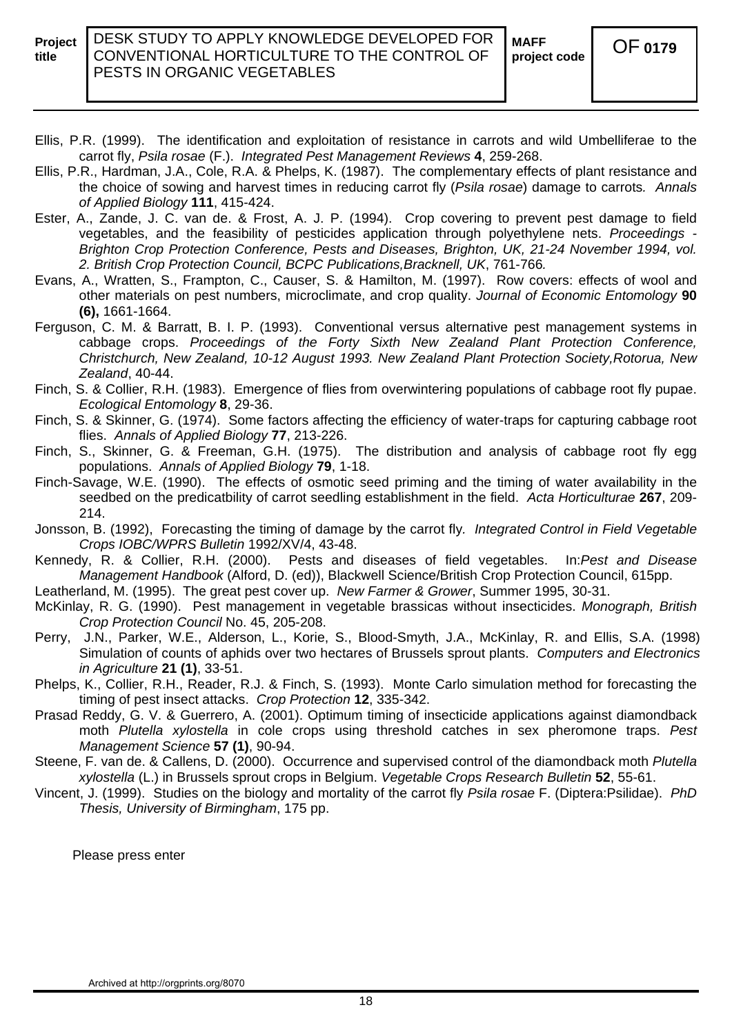Ellis, P.R. (1999). The identification and exploitation of resistance in carrots and wild Umbelliferae to the carrot fly, *Psila rosae* (F.). *Integrated Pest Management Reviews* **4**, 259-268.

Ellis, P.R., Hardman, J.A., Cole, R.A. & Phelps, K. (1987). The complementary effects of plant resistance and the choice of sowing and harvest times in reducing carrot fly (*Psila rosae*) damage to carrots. *Annals of Applied Biology* **111**, 415-424.

Ester, A., Zande, J. C. van de. & Frost, A. J. P. (1994). Crop covering to prevent pest damage to field vegetables, and the feasibility of pesticides application through polyethylene nets. *Proceedings - Brighton Crop Protection Conference, Pests and Diseases, Brighton, UK, 21-24 November 1994, vol. 2. British Crop Protection Council, BCPC Publications,Bracknell, UK*, 761-766.

Evans, A., Wratten, S., Frampton, C., Causer, S. & Hamilton, M. (1997). Row covers: effects of wool and other materials on pest numbers, microclimate, and crop quality. *Journal of Economic Entomology* **90 (6),** 1661-1664.

Ferguson, C. M. & Barratt, B. I. P. (1993). Conventional versus alternative pest management systems in cabbage crops. *Proceedings of the Forty Sixth New Zealand Plant Protection Conference, Christchurch, New Zealand, 10-12 August 1993. New Zealand Plant Protection Society,Rotorua, New Zealand*, 40-44.

Finch, S. & Collier, R.H. (1983). Emergence of flies from overwintering populations of cabbage root fly pupae. *Ecological Entomology* **8**, 29-36.

Finch, S. & Skinner, G. (1974). Some factors affecting the efficiency of water-traps for capturing cabbage root flies. *Annals of Applied Biology* **77**, 213-226.

Finch, S., Skinner, G. & Freeman, G.H. (1975). The distribution and analysis of cabbage root fly egg populations. *Annals of Applied Biology* **79**, 1-18.

Finch-Savage, W.E. (1990). The effects of osmotic seed priming and the timing of water availability in the seedbed on the predicatbility of carrot seedling establishment in the field. *Acta Horticulturae* **267**, 209-214.

Jonsson, B. (1992), Forecasting the timing of damage by the carrot fly. *Integrated Control in Field Vegetable Crops IOBC/WPRS Bulletin* 1992/XV/4, 43-48.

Kennedy, R. & Collier, R.H. (2000). Pests and diseases of field vegetables. In:*Pest and Disease Management Handbook* (Alford, D. (ed)), Blackwell Science/British Crop Protection Council, 615pp.

Leatherland, M. (1995). The great pest cover up. *New Farmer & Grower*, Summer 1995, 30-31.

McKinlay, R. G. (1990). Pest management in vegetable brassicas without insecticides. *Monograph, British Crop Protection Council* No. 45, 205-208.

Perry, J.N., Parker, W.E., Alderson, L., Korie, S., Blood-Smyth, J.A., McKinlay, R. and Ellis, S.A. (1998) Simulation of counts of aphids over two hectares of Brussels sprout plants. *Computers and Electronics in Agriculture* **21 (1)**, 33-51.

Phelps, K., Collier, R.H., Reader, R.J. & Finch, S. (1993). Monte Carlo simulation method for forecasting the timing of pest insect attacks. *Crop Protection* **12**, 335-342.

Prasad Reddy, G. V. & Guerrero, A. (2001). Optimum timing of insecticide applications against diamondback moth *Plutella xylostella* in cole crops using threshold catches in sex pheromone traps. *Pest Management Science* **57 (1)**, 90-94.

Steene, F. van de. & Callens, D. (2000). Occurrence and supervised control of the diamondback moth *Plutella xylostella* (L.) in Brussels sprout crops in Belgium. *Vegetable Crops Research Bulletin* **52**, 55-61.

Vincent, J. (1999). Studies on the biology and mortality of the carrot fly *Psila rosae* F. (Diptera:Psilidae). *PhD Thesis, University of Birmingham*, 175 pp.

Please press enter